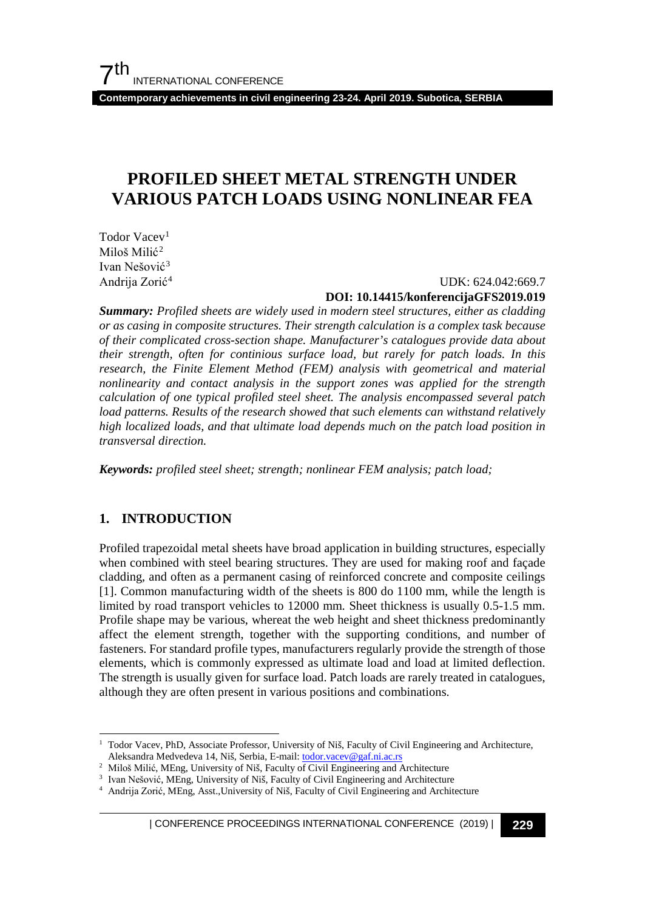# PROFILED SHEET METAL STRENGTH UNDER VARIOUS PATCH LOADS USING NONLINEAR FEA

Todor Vacev[1]
Miloš Milić[2]
Ivan Nešović[3]
Andrija Zorić[4]

UDK: 624.042:669.7
**DOI: 10.14415/konferencijaGFS2019.019**

***Summary:*** *Profiled sheets are widely used in modern steel structures, either as cladding or as casing in composite structures. Their strength calculation is a complex task because of their complicated cross-section shape. Manufacturer's catalogues provide data about their strength, often for continious surface load, but rarely for patch loads. In this research, the Finite Element Method (FEM) analysis with geometrical and material nonlinearity and contact analysis in the support zones was applied for the strength calculation of one typical profiled steel sheet. The analysis encompassed several patch load patterns. Results of the research showed that such elements can withstand relatively high localized loads, and that ultimate load depends much on the patch load position in transversal direction.*

***Keywords:*** *profiled steel sheet; strength; nonlinear FEM analysis; patch load;*

## 1. INTRODUCTION

Profiled trapezoidal metal sheets have broad application in building structures, especially when combined with steel bearing structures. They are used for making roof and façade cladding, and often as a permanent casing of reinforced concrete and composite ceilings [1]. Common manufacturing width of the sheets is 800 do 1100 mm, while the length is limited by road transport vehicles to 12000 mm. Sheet thickness is usually 0.5-1.5 mm. Profile shape may be various, whereat the web height and sheet thickness predominantly affect the element strength, together with the supporting conditions, and number of fasteners. For standard profile types, manufacturers regularly provide the strength of those elements, which is commonly expressed as ultimate load and load at limited deflection. The strength is usually given for surface load. Patch loads are rarely treated in catalogues, although they are often present in various positions and combinations.

---

[1] Todor Vacev, PhD, Associate Professor, University of Niš, Faculty of Civil Engineering and Architecture, Aleksandra Medvedeva 14, Niš, Serbia, E-mail: todor.vacev@gaf.ni.ac.rs

[2] Miloš Milić, MEng, University of Niš, Faculty of Civil Engineering and Architecture

[3] Ivan Nešović, MEng, University of Niš, Faculty of Civil Engineering and Architecture

[4] Andrija Zorić, MEng, Asst.,University of Niš, Faculty of Civil Engineering and Architecture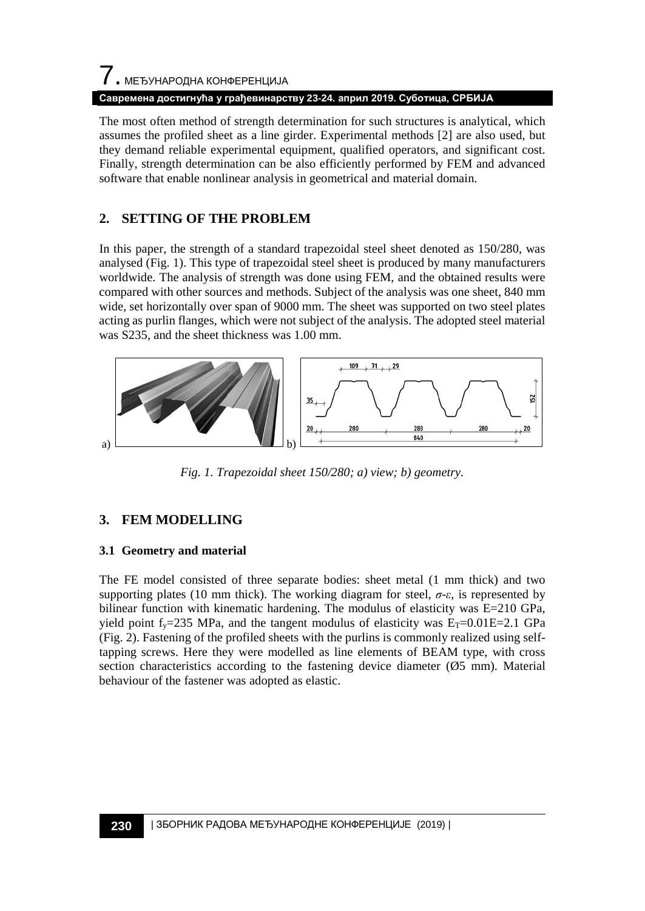The most often method of strength determination for such structures is analytical, which assumes the profiled sheet as a line girder. Experimental methods [2] are also used, but they demand reliable experimental equipment, qualified operators, and significant cost. Finally, strength determination can be also efficiently performed by FEM and advanced software that enable nonlinear analysis in geometrical and material domain.

## 2. SETTING OF THE PROBLEM

In this paper, the strength of a standard trapezoidal steel sheet denoted as 150/280, was analysed (Fig. 1). This type of trapezoidal steel sheet is produced by many manufacturers worldwide. The analysis of strength was done using FEM, and the obtained results were compared with other sources and methods. Subject of the analysis was one sheet, 840 mm wide, set horizontally over span of 9000 mm. The sheet was supported on two steel plates acting as purlin flanges, which were not subject of the analysis. The adopted steel material was S235, and the sheet thickness was 1.00 mm.

*Fig. 1. Trapezoidal sheet 150/280; a) view; b) geometry.*

## 3. FEM MODELLING

### 3.1 Geometry and material

The FE model consisted of three separate bodies: sheet metal (1 mm thick) and two supporting plates (10 mm thick). The working diagram for steel, $\sigma$-$\varepsilon$, is represented by bilinear function with kinematic hardening. The modulus of elasticity was E=210 GPa, yield point $f_y$=235 MPa, and the tangent modulus of elasticity was $E_T$=0.01E=2.1 GPa (Fig. 2). Fastening of the profiled sheets with the purlins is commonly realized using self-tapping screws. Here they were modelled as line elements of BEAM type, with cross section characteristics according to the fastening device diameter (Ø5 mm). Material behaviour of the fastener was adopted as elastic.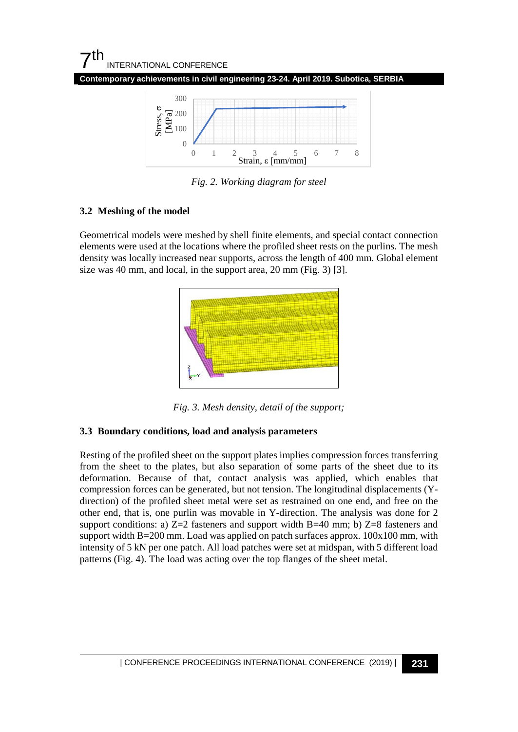Fig. 2. *Working diagram for steel*

### 3.2 Meshing of the model

Geometrical models were meshed by shell finite elements, and special contact connection elements were used at the locations where the profiled sheet rests on the purlins. The mesh density was locally increased near supports, across the length of 400 mm. Global element size was 40 mm, and local, in the support area, 20 mm (Fig. 3) [3].

*Fig. 3. Mesh density, detail of the support;*

### 3.3 Boundary conditions, load and analysis parameters

Resting of the profiled sheet on the support plates implies compression forces transferring from the sheet to the plates, but also separation of some parts of the sheet due to its deformation. Because of that, contact analysis was applied, which enables that compression forces can be generated, but not tension. The longitudinal displacements (Y-direction) of the profiled sheet metal were set as restrained on one end, and free on the other end, that is, one purlin was movable in Y-direction. The analysis was done for 2 support conditions: a) Z=2 fasteners and support width B=40 mm; b) Z=8 fasteners and support width B=200 mm. Load was applied on patch surfaces approx. 100x100 mm, with intensity of 5 kN per one patch. All load patches were set at midspan, with 5 different load patterns (Fig. 4). The load was acting over the top flanges of the sheet metal.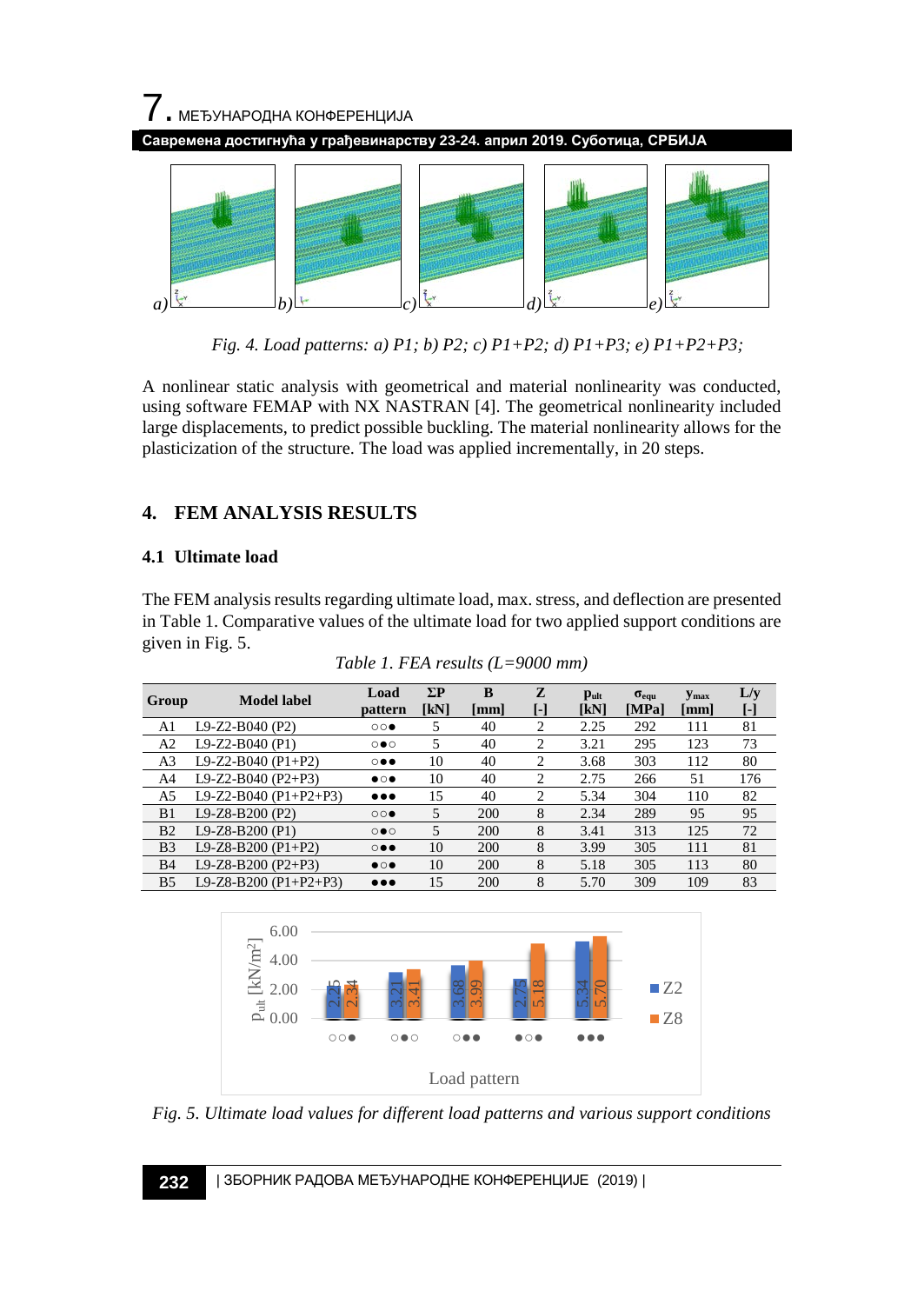*Fig. 4. Load patterns: a) P1; b) P2; c) P1+P2; d) P1+P3; e) P1+P2+P3;*

A nonlinear static analysis with geometrical and material nonlinearity was conducted, using software FEMAP with NX NASTRAN [4]. The geometrical nonlinearity included large displacements, to predict possible buckling. The material nonlinearity allows for the plasticization of the structure. The load was applied incrementally, in 20 steps.

## 4. FEM ANALYSIS RESULTS

### 4.1 Ultimate load

The FEM analysis results regarding ultimate load, max. stress, and deflection are presented in Table 1. Comparative values of the ultimate load for two applied support conditions are given in Fig. 5.

*Table 1. FEA results (L=9000 mm)*

| Group | Model label | Load pattern | ΣP [kN] | B [mm] | Z [-] | $p_{ult}$ [kN] | $\sigma_{equ}$ [MPa] | $y_{max}$ [mm] | L/y [-] |
|---|---|---|---|---|---|---|---|---|---|
| A1 | L9-Z2-B040 (P2) | ○○● | 5 | 40 | 2 | 2.25 | 292 | 111 | 81 |
| A2 | L9-Z2-B040 (P1) | ○●○ | 5 | 40 | 2 | 3.21 | 295 | 123 | 73 |
| A3 | L9-Z2-B040 (P1+P2) | ○●● | 10 | 40 | 2 | 3.68 | 303 | 112 | 80 |
| A4 | L9-Z2-B040 (P2+P3) | ●○● | 10 | 40 | 2 | 2.75 | 266 | 51 | 176 |
| A5 | L9-Z2-B040 (P1+P2+P3) | ●●● | 15 | 40 | 2 | 5.34 | 304 | 110 | 82 |
| B1 | L9-Z8-B200 (P2) | ○○● | 5 | 200 | 8 | 2.34 | 289 | 95 | 95 |
| B2 | L9-Z8-B200 (P1) | ○●○ | 5 | 200 | 8 | 3.41 | 313 | 125 | 72 |
| B3 | L9-Z8-B200 (P1+P2) | ○●● | 10 | 200 | 8 | 3.99 | 305 | 111 | 81 |
| B4 | L9-Z8-B200 (P2+P3) | ●○● | 10 | 200 | 8 | 5.18 | 305 | 113 | 80 |
| B5 | L9-Z8-B200 (P1+P2+P3) | ●●● | 15 | 200 | 8 | 5.70 | 309 | 109 | 83 |

*Fig. 5. Ultimate load values for different load patterns and various support conditions*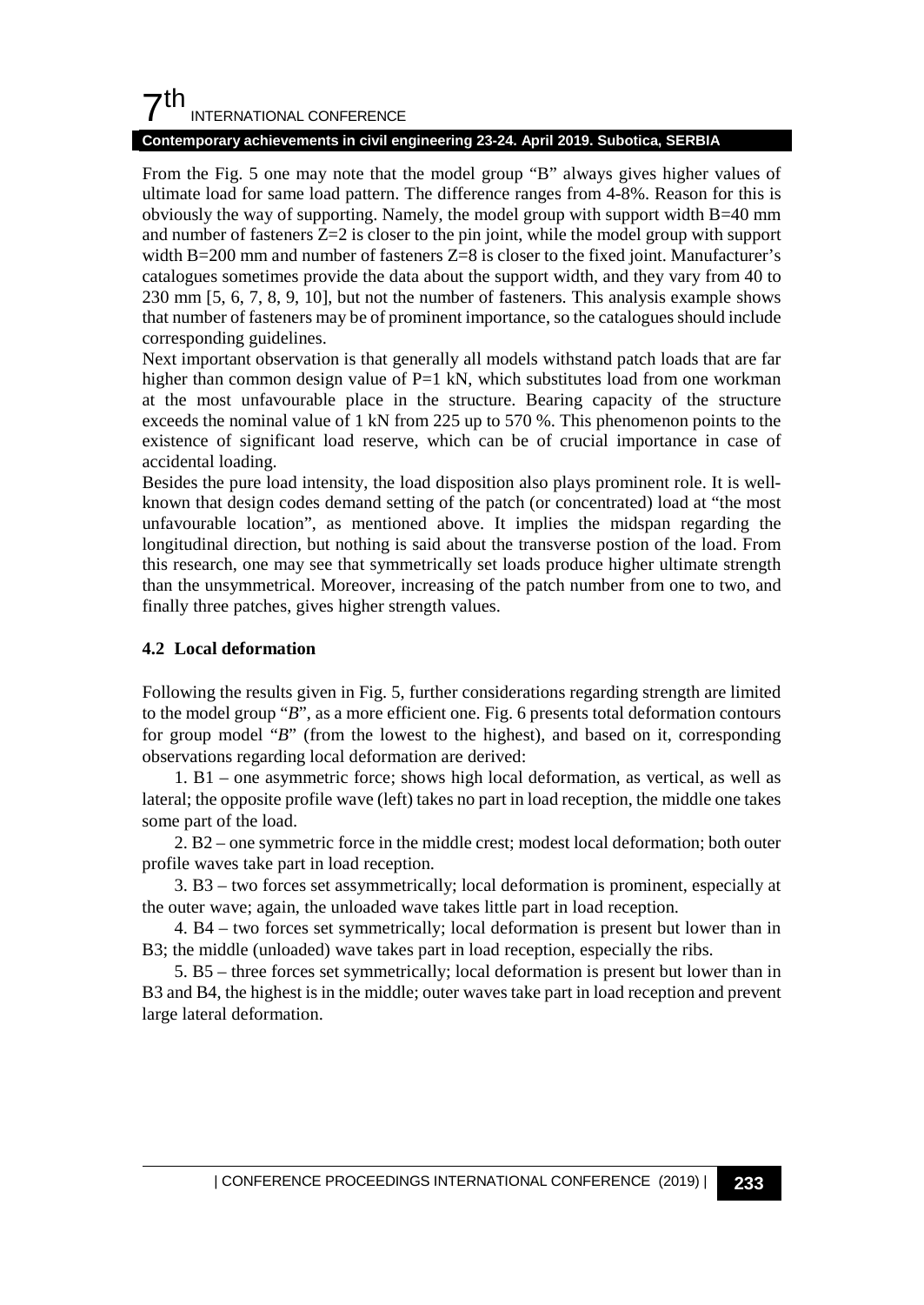From the Fig. 5 one may note that the model group "B" always gives higher values of ultimate load for same load pattern. The difference ranges from 4-8%. Reason for this is obviously the way of supporting. Namely, the model group with support width B=40 mm and number of fasteners Z=2 is closer to the pin joint, while the model group with support width B=200 mm and number of fasteners Z=8 is closer to the fixed joint. Manufacturer's catalogues sometimes provide the data about the support width, and they vary from 40 to 230 mm [5, 6, 7, 8, 9, 10], but not the number of fasteners. This analysis example shows that number of fasteners may be of prominent importance, so the catalogues should include corresponding guidelines.

Next important observation is that generally all models withstand patch loads that are far higher than common design value of P=1 kN, which substitutes load from one workman at the most unfavourable place in the structure. Bearing capacity of the structure exceeds the nominal value of 1 kN from 225 up to 570 %. This phenomenon points to the existence of significant load reserve, which can be of crucial importance in case of accidental loading.

Besides the pure load intensity, the load disposition also plays prominent role. It is well-known that design codes demand setting of the patch (or concentrated) load at "the most unfavourable location", as mentioned above. It implies the midspan regarding the longitudinal direction, but nothing is said about the transverse postion of the load. From this research, one may see that symmetrically set loads produce higher ultimate strength than the unsymmetrical. Moreover, increasing of the patch number from one to two, and finally three patches, gives higher strength values.

### 4.2 Local deformation

Following the results given in Fig. 5, further considerations regarding strength are limited to the model group "*B*", as a more efficient one. Fig. 6 presents total deformation contours for group model "*B*" (from the lowest to the highest), and based on it, corresponding observations regarding local deformation are derived:

1. B1 – one asymmetric force; shows high local deformation, as vertical, as well as lateral; the opposite profile wave (left) takes no part in load reception, the middle one takes some part of the load.
2. B2 – one symmetric force in the middle crest; modest local deformation; both outer profile waves take part in load reception.
3. B3 – two forces set assymmetrically; local deformation is prominent, especially at the outer wave; again, the unloaded wave takes little part in load reception.
4. B4 – two forces set symmetrically; local deformation is present but lower than in B3; the middle (unloaded) wave takes part in load reception, especially the ribs.
5. B5 – three forces set symmetrically; local deformation is present but lower than in B3 and B4, the highest is in the middle; outer waves take part in load reception and prevent large lateral deformation.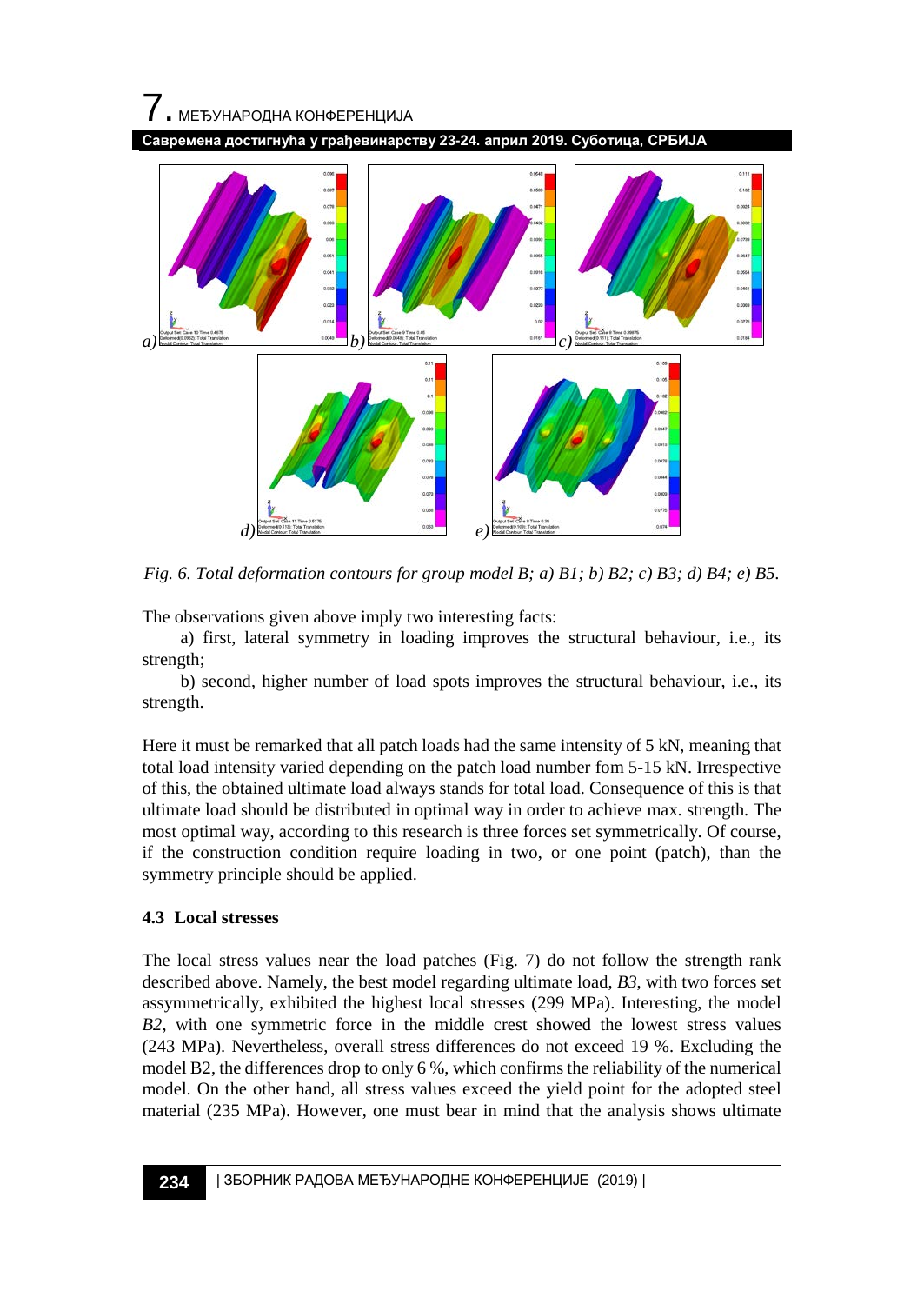Fig. 6. *Total deformation contours for group model B; a) B1; b) B2; c) B3; d) B4; e) B5.*

The observations given above imply two interesting facts:

a) first, lateral symmetry in loading improves the structural behaviour, i.e., its strength;

b) second, higher number of load spots improves the structural behaviour, i.e., its strength.

Here it must be remarked that all patch loads had the same intensity of 5 kN, meaning that total load intensity varied depending on the patch load number fom 5-15 kN. Irrespective of this, the obtained ultimate load always stands for total load. Consequence of this is that ultimate load should be distributed in optimal way in order to achieve max. strength. The most optimal way, according to this research is three forces set symmetrically. Of course, if the construction condition require loading in two, or one point (patch), than the symmetry principle should be applied.

### 4.3 Local stresses

The local stress values near the load patches (Fig. 7) do not follow the strength rank described above. Namely, the best model regarding ultimate load, *B3*, with two forces set assymmetrically, exhibited the highest local stresses (299 MPa). Interesting, the model *B2*, with one symmetric force in the middle crest showed the lowest stress values (243 MPa). Nevertheless, overall stress differences do not exceed 19 %. Excluding the model B2, the differences drop to only 6 %, which confirms the reliability of the numerical model. On the other hand, all stress values exceed the yield point for the adopted steel material (235 MPa). However, one must bear in mind that the analysis shows ultimate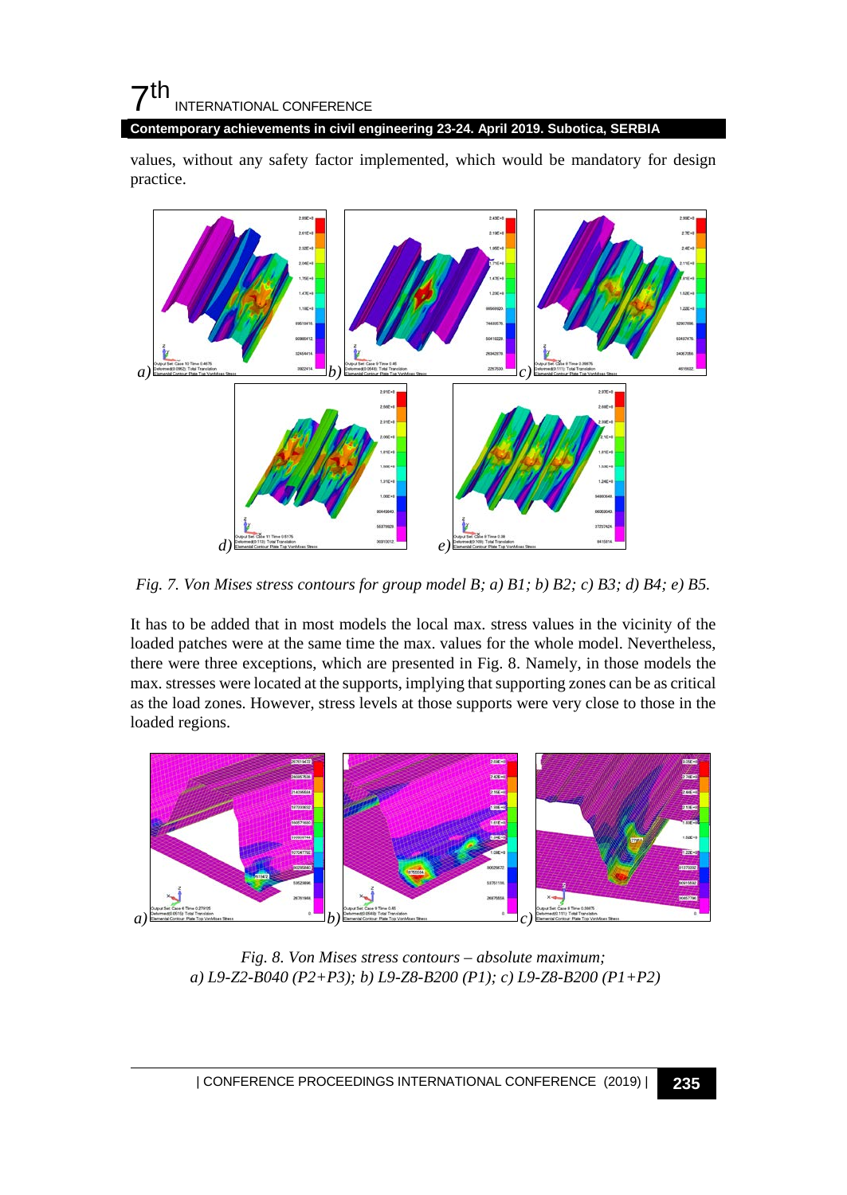values, without any safety factor implemented, which would be mandatory for design practice.

*Fig. 7. Von Mises stress contours for group model B; a) B1; b) B2; c) B3; d) B4; e) B5.*

It has to be added that in most models the local max. stress values in the vicinity of the loaded patches were at the same time the max. values for the whole model. Nevertheless, there were three exceptions, which are presented in Fig. 8. Namely, in those models the max. stresses were located at the supports, implying that supporting zones can be as critical as the load zones. However, stress levels at those supports were very close to those in the loaded regions.

*Fig. 8. Von Mises stress contours – absolute maximum;*
*a) L9-Z2-B040 (P2+P3); b) L9-Z8-B200 (P1); c) L9-Z8-B200 (P1+P2)*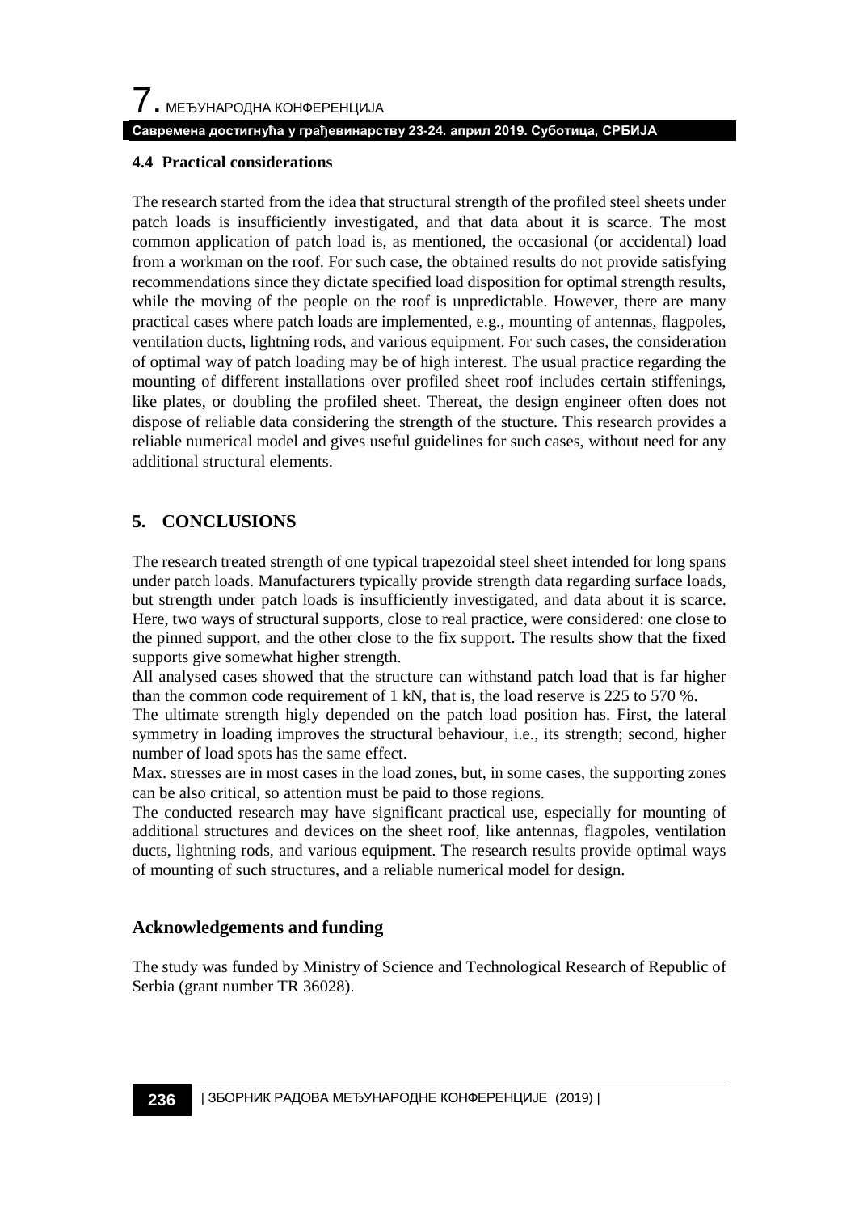### 4.4 Practical considerations

The research started from the idea that structural strength of the profiled steel sheets under patch loads is insufficiently investigated, and that data about it is scarce. The most common application of patch load is, as mentioned, the occasional (or accidental) load from a workman on the roof. For such case, the obtained results do not provide satisfying recommendations since they dictate specified load disposition for optimal strength results, while the moving of the people on the roof is unpredictable. However, there are many practical cases where patch loads are implemented, e.g., mounting of antennas, flagpoles, ventilation ducts, lightning rods, and various equipment. For such cases, the consideration of optimal way of patch loading may be of high interest. The usual practice regarding the mounting of different installations over profiled sheet roof includes certain stiffenings, like plates, or doubling the profiled sheet. Thereat, the design engineer often does not dispose of reliable data considering the strength of the stucture. This research provides a reliable numerical model and gives useful guidelines for such cases, without need for any additional structural elements.

## 5. CONCLUSIONS

The research treated strength of one typical trapezoidal steel sheet intended for long spans under patch loads. Manufacturers typically provide strength data regarding surface loads, but strength under patch loads is insufficiently investigated, and data about it is scarce. Here, two ways of structural supports, close to real practice, were considered: one close to the pinned support, and the other close to the fix support. The results show that the fixed supports give somewhat higher strength.

All analysed cases showed that the structure can withstand patch load that is far higher than the common code requirement of 1 kN, that is, the load reserve is 225 to 570 %.

The ultimate strength higly depended on the patch load position has. First, the lateral symmetry in loading improves the structural behaviour, i.e., its strength; second, higher number of load spots has the same effect.

Max. stresses are in most cases in the load zones, but, in some cases, the supporting zones can be also critical, so attention must be paid to those regions.

The conducted research may have significant practical use, especially for mounting of additional structures and devices on the sheet roof, like antennas, flagpoles, ventilation ducts, lightning rods, and various equipment. The research results provide optimal ways of mounting of such structures, and a reliable numerical model for design.

### Acknowledgements and funding

The study was funded by Ministry of Science and Technological Research of Republic of Serbia (grant number TR 36028).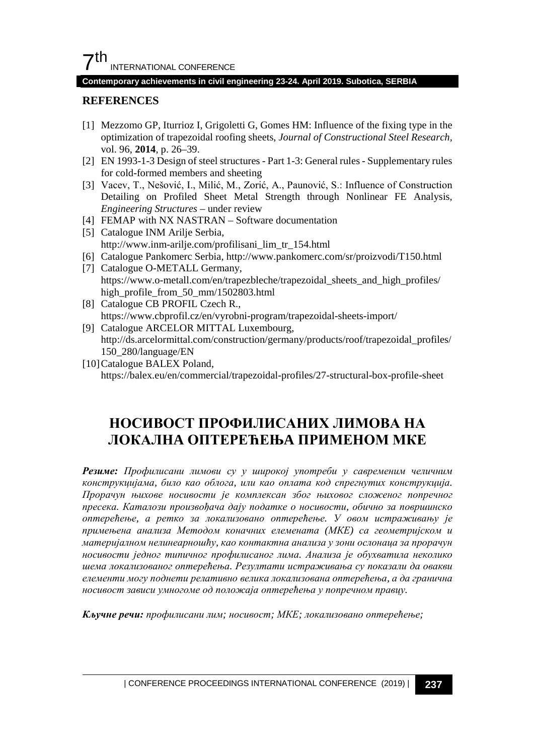## REFERENCES

[1] Mezzomo GP, Iturrioz I, Grigoletti G, Gomes HM: Influence of the fixing type in the optimization of trapezoidal roofing sheets, *Journal of Constructional Steel Research*, vol. 96, **2014**, p. 26–39.

[2] EN 1993-1-3 Design of steel structures - Part 1-3: General rules - Supplementary rules for cold-formed members and sheeting

[3] Vacev, T., Nešović, I., Milić, M., Zorić, A., Paunović, S.: Influence of Construction Detailing on Profiled Sheet Metal Strength through Nonlinear FE Analysis, *Engineering Structures* – under review

[4] FEMAP with NX NASTRAN – Software documentation

[5] Catalogue INM Arilje Serbia, http://www.inm-arilje.com/profilisani_lim_tr_154.html

[6] Catalogue Pankomerc Serbia, http://www.pankomerc.com/sr/proizvodi/T150.html

[7] Catalogue O-METALL Germany, https://www.o-metall.com/en/trapezbleche/trapezoidal_sheets_and_high_profiles/high_profile_from_50_mm/1502803.html

[8] Catalogue CB PROFIL Czech R., https://www.cbprofil.cz/en/vyrobni-program/trapezoidal-sheets-import/

[9] Catalogue ARCELOR MITTAL Luxembourg, http://ds.arcelormittal.com/construction/germany/products/roof/trapezoidal_profiles/150_280/language/EN

[10] Catalogue BALEX Poland, https://balex.eu/en/commercial/trapezoidal-profiles/27-structural-box-profile-sheet

# НОСИВОСТ ПРОФИЛИСАНИХ ЛИМОВА НА ЛОКАЛНА ОПТЕРЕЋЕЊА ПРИМЕНОМ МКЕ

***Резиме:*** *Профилисани лимови су у широкој употреби у савременим челичним конструкцијама, било као облога, или као оплата код спрегнутих конструкција. Прорачун њихове носивости је комплексан због њиховог сложеног попречног пресека. Каталози произвођача дају податке о носивости, обично за површинско оптерећење, а ретко за локализовано оптерећење. У овом истраживању је примењена анализа Методом коначних елемената (МКЕ) са геометријском и материјалном нелинеарношћу, као контактна анализа у зони ослонаца за прорачун носивости једног типичног профилисаног лима. Анализа је обухватила неколико шема локализованог оптерећења. Резултати истраживања су показали да овакви елементи могу поднети релативно велика локализована оптерећења, а да гранична носивост зависи умногоме од положаја оптерећења у попречном правцу.*

***Кључне речи:*** *профилисани лим; носивост; МКЕ; локализовано оптерећење;*